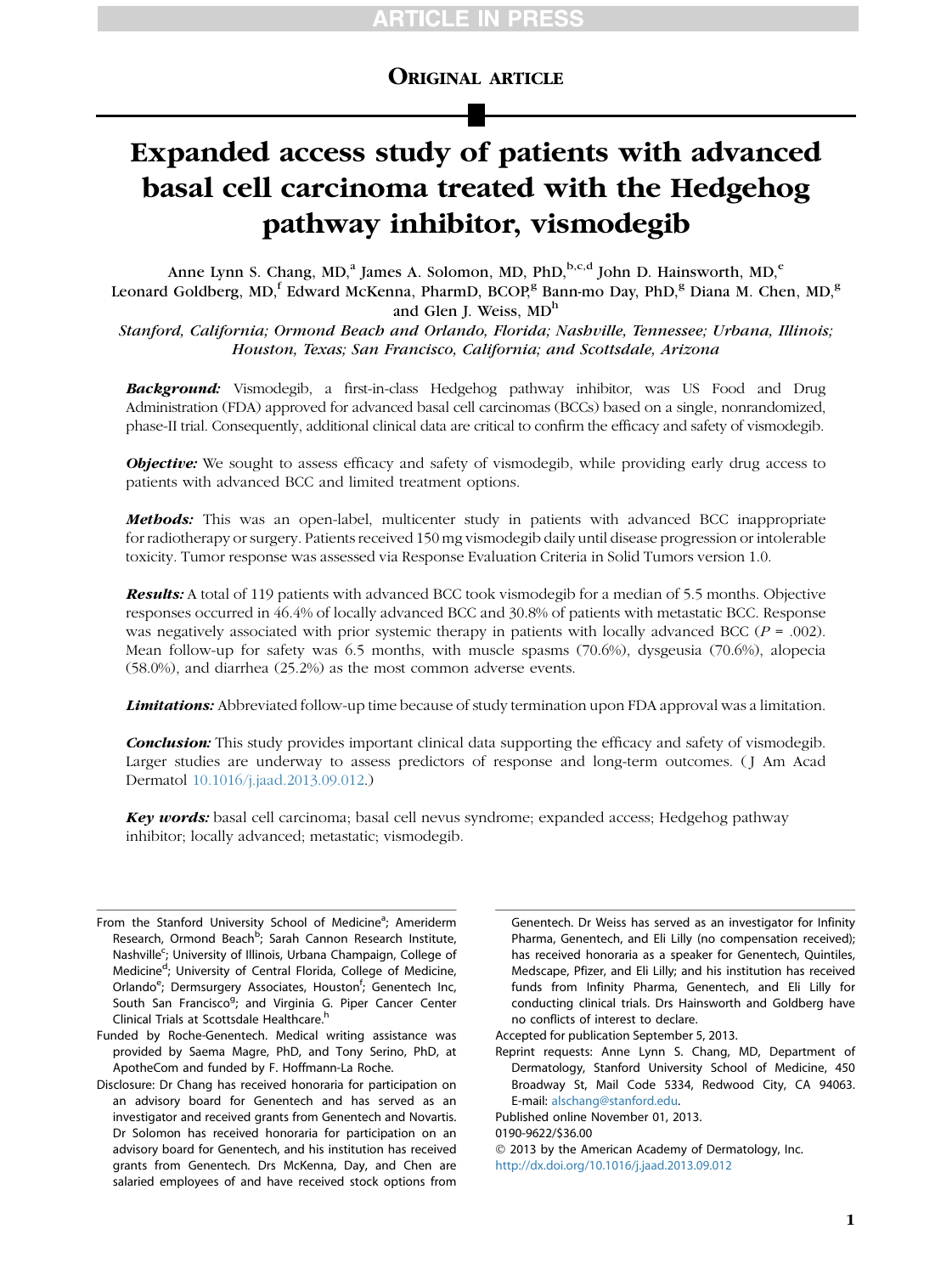## ORIGINAL ARTICLE

# Expanded access study of patients with advanced basal cell carcinoma treated with the Hedgehog pathway inhibitor, vismodegib

Anne Lynn S. Chang, MD,[a] James A. Solomon, MD, PhD,[b,c,d] John D. Hainsworth, MD,[e] Leonard Goldberg, MD,[f] Edward McKenna, PharmD, BCOP,[g] Bann-mo Day, PhD,[g] Diana M. Chen, MD,[g] and Glen J. Weiss, MD[h]

*Stanford, California; Ormond Beach and Orlando, Florida; Nashville, Tennessee; Urbana, Illinois; Houston, Texas; San Francisco, California; and Scottsdale, Arizona*

***Background:*** Vismodegib, a first-in-class Hedgehog pathway inhibitor, was US Food and Drug Administration (FDA) approved for advanced basal cell carcinomas (BCCs) based on a single, nonrandomized, phase-II trial. Consequently, additional clinical data are critical to confirm the efficacy and safety of vismodegib.

***Objective:*** We sought to assess efficacy and safety of vismodegib, while providing early drug access to patients with advanced BCC and limited treatment options.

***Methods:*** This was an open-label, multicenter study in patients with advanced BCC inappropriate for radiotherapy or surgery. Patients received 150 mg vismodegib daily until disease progression or intolerable toxicity. Tumor response was assessed via Response Evaluation Criteria in Solid Tumors version 1.0.

***Results:*** A total of 119 patients with advanced BCC took vismodegib for a median of 5.5 months. Objective responses occurred in 46.4% of locally advanced BCC and 30.8% of patients with metastatic BCC. Response was negatively associated with prior systemic therapy in patients with locally advanced BCC ($P = .002$). Mean follow-up for safety was 6.5 months, with muscle spasms (70.6%), dysgeusia (70.6%), alopecia (58.0%), and diarrhea (25.2%) as the most common adverse events.

***Limitations:*** Abbreviated follow-up time because of study termination upon FDA approval was a limitation.

***Conclusion:*** This study provides important clinical data supporting the efficacy and safety of vismodegib. Larger studies are underway to assess predictors of response and long-term outcomes. (J Am Acad Dermatol 10.1016/j.jaad.2013.09.012.)

***Key words:*** basal cell carcinoma; basal cell nevus syndrome; expanded access; Hedgehog pathway inhibitor; locally advanced; metastatic; vismodegib.

---

From the Stanford University School of Medicine[a]; Ameriderm Research, Ormond Beach[b]; Sarah Cannon Research Institute, Nashville[c]; University of Illinois, Urbana Champaign, College of Medicine[d]; University of Central Florida, College of Medicine, Orlando[e]; Dermsurgery Associates, Houston[f]; Genentech Inc, South San Francisco[g]; and Virginia G. Piper Cancer Center Clinical Trials at Scottsdale Healthcare.[h]

Funded by Roche-Genentech. Medical writing assistance was provided by Saema Magre, PhD, and Tony Serino, PhD, at ApotheCom and funded by F. Hoffmann-La Roche.

Disclosure: Dr Chang has received honoraria for participation on an advisory board for Genentech and has served as an investigator and received grants from Genentech and Novartis. Dr Solomon has received honoraria for participation on an advisory board for Genentech, and his institution has received grants from Genentech. Drs McKenna, Day, and Chen are salaried employees of and have received stock options from Genentech. Dr Weiss has served as an investigator for Infinity Pharma, Genentech, and Eli Lilly (no compensation received); has received honoraria as a speaker for Genentech, Quintiles, Medscape, Pfizer, and Eli Lilly; and his institution has received funds from Infinity Pharma, Genentech, and Eli Lilly for conducting clinical trials. Drs Hainsworth and Goldberg have no conflicts of interest to declare.

Accepted for publication September 5, 2013.

Reprint requests: Anne Lynn S. Chang, MD, Department of Dermatology, Stanford University School of Medicine, 450 Broadway St, Mail Code 5334, Redwood City, CA 94063. E-mail: alschang@stanford.edu.

Published online November 01, 2013.

0190-9622/$36.00

© 2013 by the American Academy of Dermatology, Inc.

http://dx.doi.org/10.1016/j.jaad.2013.09.012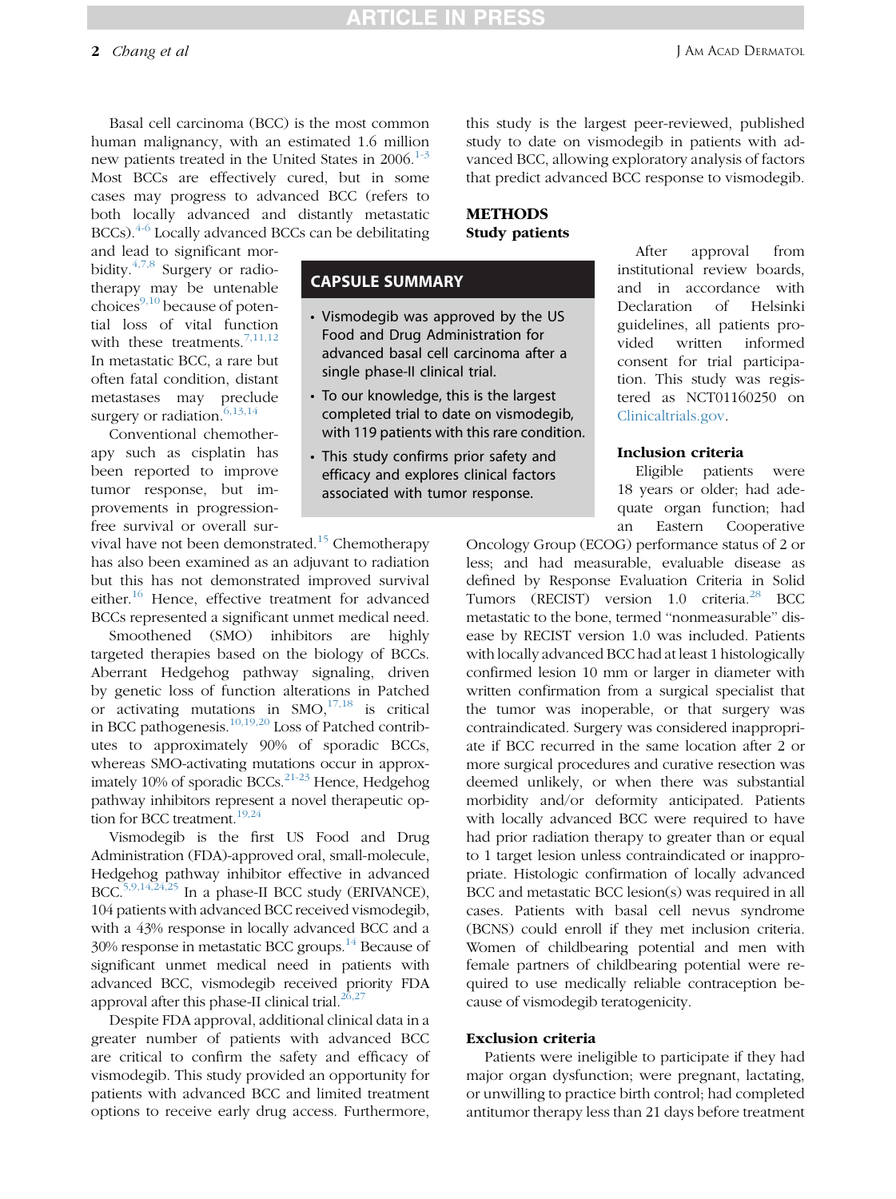Basal cell carcinoma (BCC) is the most common human malignancy, with an estimated 1.6 million new patients treated in the United States in 2006.[1-3] Most BCCs are effectively cured, but in some cases may progress to advanced BCC (refers to both locally advanced and distantly metastatic BCCs).[4-6] Locally advanced BCCs can be debilitating and lead to significant morbidity.[4,7,8] Surgery or radiotherapy may be untenable choices[9,10] because of potential loss of vital function with these treatments.[7,11,12] In metastatic BCC, a rare but often fatal condition, distant metastases may preclude surgery or radiation.[6,13,14]

Conventional chemotherapy such as cisplatin has been reported to improve tumor response, but improvements in progression-free survival or overall survival have not been demonstrated.[15] Chemotherapy has also been examined as an adjuvant to radiation but this has not demonstrated improved survival either.[16] Hence, effective treatment for advanced BCCs represented a significant unmet medical need.

Smoothened (SMO) inhibitors are highly targeted therapies based on the biology of BCCs. Aberrant Hedgehog pathway signaling, driven by genetic loss of function alterations in Patched or activating mutations in SMO,[17,18] is critical in BCC pathogenesis.[10,19,20] Loss of Patched contributes to approximately 90% of sporadic BCCs, whereas SMO-activating mutations occur in approximately 10% of sporadic BCCs.[21-23] Hence, Hedgehog pathway inhibitors represent a novel therapeutic option for BCC treatment.[19,24]

Vismodegib is the first US Food and Drug Administration (FDA)-approved oral, small-molecule, Hedgehog pathway inhibitor effective in advanced BCC.[5,9,14,24,25] In a phase-II BCC study (ERIVANCE), 104 patients with advanced BCC received vismodegib, with a 43% response in locally advanced BCC and a 30% response in metastatic BCC groups.[14] Because of significant unmet medical need in patients with advanced BCC, vismodegib received priority FDA approval after this phase-II clinical trial.[26,27]

Despite FDA approval, additional clinical data in a greater number of patients with advanced BCC are critical to confirm the safety and efficacy of vismodegib. This study provided an opportunity for patients with advanced BCC and limited treatment options to receive early drug access. Furthermore, this study is the largest peer-reviewed, published study to date on vismodegib in patients with advanced BCC, allowing exploratory analysis of factors that predict advanced BCC response to vismodegib.

## CAPSULE SUMMARY

- Vismodegib was approved by the US Food and Drug Administration for advanced basal cell carcinoma after a single phase-II clinical trial.
- To our knowledge, this is the largest completed trial to date on vismodegib, with 119 patients with this rare condition.
- This study confirms prior safety and efficacy and explores clinical factors associated with tumor response.

## METHODS

### Study patients

After approval from institutional review boards, and in accordance with Declaration of Helsinki guidelines, all patients provided written informed consent for trial participation. This study was registered as NCT01160250 on Clinicaltrials.gov.

#### Inclusion criteria

Eligible patients were 18 years or older; had adequate organ function; had an Eastern Cooperative Oncology Group (ECOG) performance status of 2 or less; and had measurable, evaluable disease as defined by Response Evaluation Criteria in Solid Tumors (RECIST) version 1.0 criteria.[28] BCC metastatic to the bone, termed "nonmeasurable" disease by RECIST version 1.0 was included. Patients with locally advanced BCC had at least 1 histologically confirmed lesion 10 mm or larger in diameter with written confirmation from a surgical specialist that the tumor was inoperable, or that surgery was contraindicated. Surgery was considered inappropriate if BCC recurred in the same location after 2 or more surgical procedures and curative resection was deemed unlikely, or when there was substantial morbidity and/or deformity anticipated. Patients with locally advanced BCC were required to have had prior radiation therapy to greater than or equal to 1 target lesion unless contraindicated or inappropriate. Histologic confirmation of locally advanced BCC and metastatic BCC lesion(s) was required in all cases. Patients with basal cell nevus syndrome (BCNS) could enroll if they met inclusion criteria. Women of childbearing potential and men with female partners of childbearing potential were required to use medically reliable contraception because of vismodegib teratogenicity.

#### Exclusion criteria

Patients were ineligible to participate if they had major organ dysfunction; were pregnant, lactating, or unwilling to practice birth control; had completed antitumor therapy less than 21 days before treatment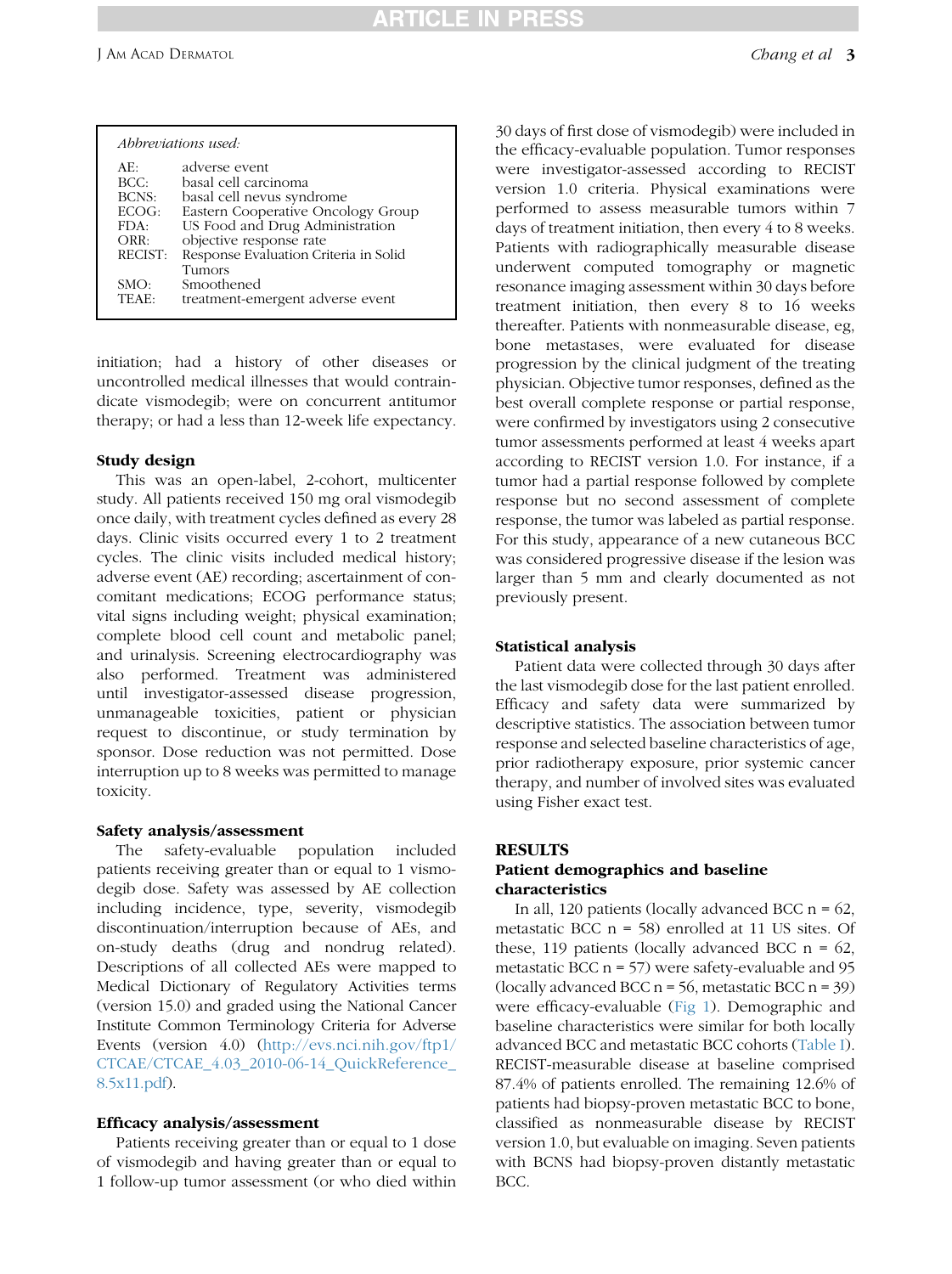| Abbreviations used: | |
|---|---|
| AE: | adverse event |
| BCC: | basal cell carcinoma |
| BCNS: | basal cell nevus syndrome |
| ECOG: | Eastern Cooperative Oncology Group |
| FDA: | US Food and Drug Administration |
| ORR: | objective response rate |
| RECIST: | Response Evaluation Criteria in Solid Tumors |
| SMO: | Smoothened |
| TEAE: | treatment-emergent adverse event |

initiation; had a history of other diseases or uncontrolled medical illnesses that would contraindicate vismodegib; were on concurrent antitumor therapy; or had a less than 12-week life expectancy.

### Study design

This was an open-label, 2-cohort, multicenter study. All patients received 150 mg oral vismodegib once daily, with treatment cycles defined as every 28 days. Clinic visits occurred every 1 to 2 treatment cycles. The clinic visits included medical history; adverse event (AE) recording; ascertainment of concomitant medications; ECOG performance status; vital signs including weight; physical examination; complete blood cell count and metabolic panel; and urinalysis. Screening electrocardiography was also performed. Treatment was administered until investigator-assessed disease progression, unmanageable toxicities, patient or physician request to discontinue, or study termination by sponsor. Dose reduction was not permitted. Dose interruption up to 8 weeks was permitted to manage toxicity.

### Safety analysis/assessment

The safety-evaluable population included patients receiving greater than or equal to 1 vismodegib dose. Safety was assessed by AE collection including incidence, type, severity, vismodegib discontinuation/interruption because of AEs, and on-study deaths (drug and nondrug related). Descriptions of all collected AEs were mapped to Medical Dictionary of Regulatory Activities terms (version 15.0) and graded using the National Cancer Institute Common Terminology Criteria for Adverse Events (version 4.0) (http://evs.nci.nih.gov/ftp1/CTCAE/CTCAE_4.03_2010-06-14_QuickReference_8.5x11.pdf).

### Efficacy analysis/assessment

Patients receiving greater than or equal to 1 dose of vismodegib and having greater than or equal to 1 follow-up tumor assessment (or who died within 30 days of first dose of vismodegib) were included in the efficacy-evaluable population. Tumor responses were investigator-assessed according to RECIST version 1.0 criteria. Physical examinations were performed to assess measurable tumors within 7 days of treatment initiation, then every 4 to 8 weeks. Patients with radiographically measurable disease underwent computed tomography or magnetic resonance imaging assessment within 30 days before treatment initiation, then every 8 to 16 weeks thereafter. Patients with nonmeasurable disease, eg, bone metastases, were evaluated for disease progression by the clinical judgment of the treating physician. Objective tumor responses, defined as the best overall complete response or partial response, were confirmed by investigators using 2 consecutive tumor assessments performed at least 4 weeks apart according to RECIST version 1.0. For instance, if a tumor had a partial response followed by complete response but no second assessment of complete response, the tumor was labeled as partial response. For this study, appearance of a new cutaneous BCC was considered progressive disease if the lesion was larger than 5 mm and clearly documented as not previously present.

### Statistical analysis

Patient data were collected through 30 days after the last vismodegib dose for the last patient enrolled. Efficacy and safety data were summarized by descriptive statistics. The association between tumor response and selected baseline characteristics of age, prior radiotherapy exposure, prior systemic cancer therapy, and number of involved sites was evaluated using Fisher exact test.

## RESULTS

### Patient demographics and baseline characteristics

In all, 120 patients (locally advanced BCC n = 62, metastatic BCC n = 58) enrolled at 11 US sites. Of these, 119 patients (locally advanced BCC n = 62, metastatic BCC n = 57) were safety-evaluable and 95 (locally advanced BCC n = 56, metastatic BCC n = 39) were efficacy-evaluable (Fig 1). Demographic and baseline characteristics were similar for both locally advanced BCC and metastatic BCC cohorts (Table I). RECIST-measurable disease at baseline comprised 87.4% of patients enrolled. The remaining 12.6% of patients had biopsy-proven metastatic BCC to bone, classified as nonmeasurable disease by RECIST version 1.0, but evaluable on imaging. Seven patients with BCNS had biopsy-proven distantly metastatic BCC.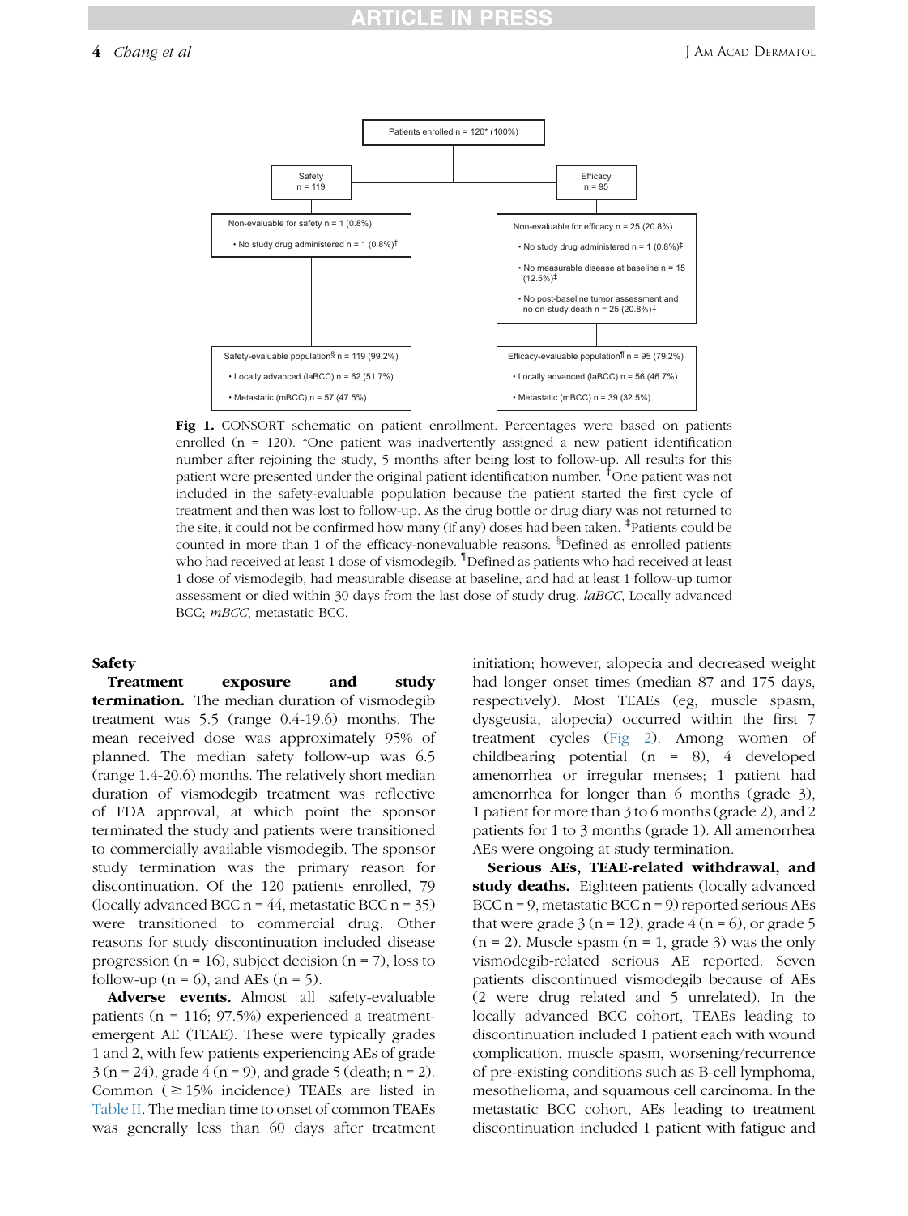Patients enrolled n = 120* (100%)

Safety n = 119

Efficacy n = 95

Non-evaluable for safety n = 1 (0.8%)

- No study drug administered n = 1 (0.8%)†

Non-evaluable for efficacy n = 25 (20.8%)

- No study drug administered n = 1 (0.8%)‡
- No measurable disease at baseline n = 15 (12.5%)‡
- No post-baseline tumor assessment and no on-study death n = 25 (20.8%)‡

Safety-evaluable population§ n = 119 (99.2%)

- Locally advanced (laBCC) n = 62 (51.7%)
- Metastatic (mBCC) n = 57 (47.5%)

Efficacy-evaluable population¶ n = 95 (79.2%)

- Locally advanced (laBCC) n = 56 (46.7%)
- Metastatic (mBCC) n = 39 (32.5%)

**Fig 1.** CONSORT schematic on patient enrollment. Percentages were based on patients enrolled (n = 120). *One patient was inadvertently assigned a new patient identification number after rejoining the study, 5 months after being lost to follow-up. All results for this patient were presented under the original patient identification number. †One patient was not included in the safety-evaluable population because the patient started the first cycle of treatment and then was lost to follow-up. As the drug bottle or drug diary was not returned to the site, it could not be confirmed how many (if any) doses had been taken. ‡Patients could be counted in more than 1 of the efficacy-nonevaluable reasons. §Defined as enrolled patients who had received at least 1 dose of vismodegib. ¶Defined as patients who had received at least 1 dose of vismodegib, had measurable disease at baseline, and had at least 1 follow-up tumor assessment or died within 30 days from the last dose of study drug. *laBCC*, Locally advanced BCC; *mBCC*, metastatic BCC.

### Safety

**Treatment exposure and study termination.** The median duration of vismodegib treatment was 5.5 (range 0.4-19.6) months. The mean received dose was approximately 95% of planned. The median safety follow-up was 6.5 (range 1.4-20.6) months. The relatively short median duration of vismodegib treatment was reflective of FDA approval, at which point the sponsor terminated the study and patients were transitioned to commercially available vismodegib. The sponsor study termination was the primary reason for discontinuation. Of the 120 patients enrolled, 79 (locally advanced BCC n = 44, metastatic BCC n = 35) were transitioned to commercial drug. Other reasons for study discontinuation included disease progression (n = 16), subject decision (n = 7), loss to follow-up (n = 6), and AEs (n = 5).

**Adverse events.** Almost all safety-evaluable patients (n = 116; 97.5%) experienced a treatment-emergent AE (TEAE). These were typically grades 1 and 2, with few patients experiencing AEs of grade 3 (n = 24), grade 4 (n = 9), and grade 5 (death; n = 2). Common (≥15% incidence) TEAEs are listed in Table II. The median time to onset of common TEAEs was generally less than 60 days after treatment initiation; however, alopecia and decreased weight had longer onset times (median 87 and 175 days, respectively). Most TEAEs (eg, muscle spasm, dysgeusia, alopecia) occurred within the first 7 treatment cycles (Fig 2). Among women of childbearing potential (n = 8), 4 developed amenorrhea or irregular menses; 1 patient had amenorrhea for longer than 6 months (grade 3), 1 patient for more than 3 to 6 months (grade 2), and 2 patients for 1 to 3 months (grade 1). All amenorrhea AEs were ongoing at study termination.

**Serious AEs, TEAE-related withdrawal, and study deaths.** Eighteen patients (locally advanced BCC n = 9, metastatic BCC n = 9) reported serious AEs that were grade 3 (n = 12), grade 4 (n = 6), or grade 5 (n = 2). Muscle spasm (n = 1, grade 3) was the only vismodegib-related serious AE reported. Seven patients discontinued vismodegib because of AEs (2 were drug related and 5 unrelated). In the locally advanced BCC cohort, TEAEs leading to discontinuation included 1 patient each with wound complication, muscle spasm, worsening/recurrence of pre-existing conditions such as B-cell lymphoma, mesothelioma, and squamous cell carcinoma. In the metastatic BCC cohort, AEs leading to treatment discontinuation included 1 patient with fatigue and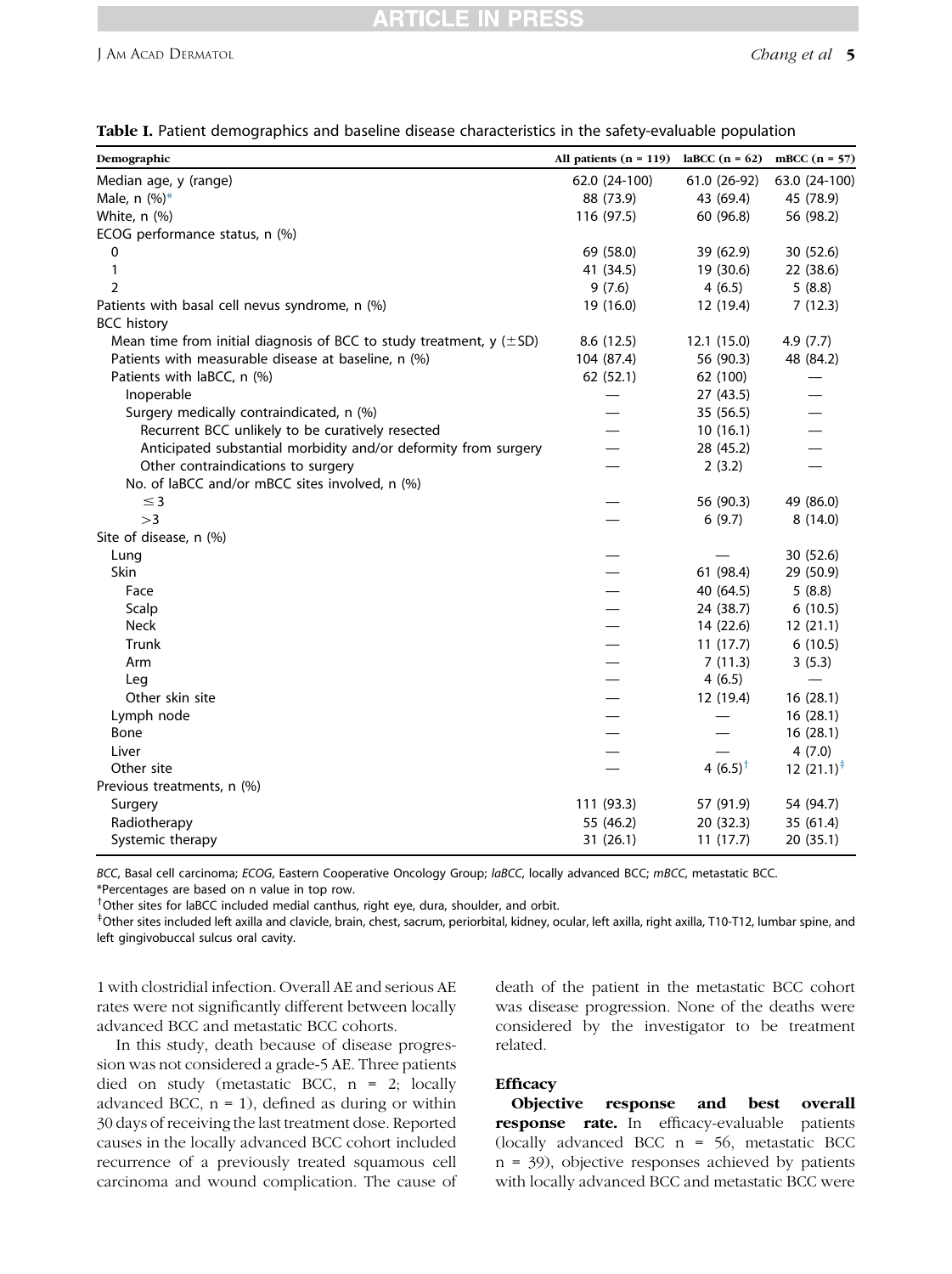**Table I.** Patient demographics and baseline disease characteristics in the safety-evaluable population

| Demographic | All patients (n = 119) | laBCC (n = 62) | mBCC (n = 57) |
|---|---|---|---|
| Median age, y (range) | 62.0 (24-100) | 61.0 (26-92) | 63.0 (24-100) |
| Male, n (%)* | 88 (73.9) | 43 (69.4) | 45 (78.9) |
| White, n (%) | 116 (97.5) | 60 (96.8) | 56 (98.2) |
| ECOG performance status, n (%) | | | |
| 0 | 69 (58.0) | 39 (62.9) | 30 (52.6) |
| 1 | 41 (34.5) | 19 (30.6) | 22 (38.6) |
| 2 | 9 (7.6) | 4 (6.5) | 5 (8.8) |
| Patients with basal cell nevus syndrome, n (%) | 19 (16.0) | 12 (19.4) | 7 (12.3) |
| BCC history | | | |
| Mean time from initial diagnosis of BCC to study treatment, y (±SD) | 8.6 (12.5) | 12.1 (15.0) | 4.9 (7.7) |
| Patients with measurable disease at baseline, n (%) | 104 (87.4) | 56 (90.3) | 48 (84.2) |
| Patients with laBCC, n (%) | 62 (52.1) | 62 (100) | — |
| Inoperable | — | 27 (43.5) | — |
| Surgery medically contraindicated, n (%) | — | 35 (56.5) | — |
| Recurrent BCC unlikely to be curatively resected | — | 10 (16.1) | — |
| Anticipated substantial morbidity and/or deformity from surgery | — | 28 (45.2) | — |
| Other contraindications to surgery | — | 2 (3.2) | — |
| No. of laBCC and/or mBCC sites involved, n (%) | | | |
| ≤3 | — | 56 (90.3) | 49 (86.0) |
| >3 | — | 6 (9.7) | 8 (14.0) |
| Site of disease, n (%) | | | |
| Lung | — | — | 30 (52.6) |
| Skin | — | 61 (98.4) | 29 (50.9) |
| Face | — | 40 (64.5) | 5 (8.8) |
| Scalp | — | 24 (38.7) | 6 (10.5) |
| Neck | — | 14 (22.6) | 12 (21.1) |
| Trunk | — | 11 (17.7) | 6 (10.5) |
| Arm | — | 7 (11.3) | 3 (5.3) |
| Leg | — | 4 (6.5) | — |
| Other skin site | — | 12 (19.4) | 16 (28.1) |
| Lymph node | — | — | 16 (28.1) |
| Bone | — | — | 16 (28.1) |
| Liver | — | — | 4 (7.0) |
| Other site | — | 4 (6.5)† | 12 (21.1)‡ |
| Previous treatments, n (%) | | | |
| Surgery | 111 (93.3) | 57 (91.9) | 54 (94.7) |
| Radiotherapy | 55 (46.2) | 20 (32.3) | 35 (61.4) |
| Systemic therapy | 31 (26.1) | 11 (17.7) | 20 (35.1) |

*BCC*, Basal cell carcinoma; *ECOG*, Eastern Cooperative Oncology Group; *laBCC*, locally advanced BCC; *mBCC*, metastatic BCC.
*Percentages are based on n value in top row.
†Other sites for laBCC included medial canthus, right eye, dura, shoulder, and orbit.
‡Other sites included left axilla and clavicle, brain, chest, sacrum, periorbital, kidney, ocular, left axilla, right axilla, T10-T12, lumbar spine, and left gingivobuccal sulcus oral cavity.

1 with clostridial infection. Overall AE and serious AE rates were not significantly different between locally advanced BCC and metastatic BCC cohorts.

In this study, death because of disease progression was not considered a grade-5 AE. Three patients died on study (metastatic BCC, n = 2; locally advanced BCC, n = 1), defined as during or within 30 days of receiving the last treatment dose. Reported causes in the locally advanced BCC cohort included recurrence of a previously treated squamous cell carcinoma and wound complication. The cause of death of the patient in the metastatic BCC cohort was disease progression. None of the deaths were considered by the investigator to be treatment related.

### Efficacy

**Objective response and best overall response rate.** In efficacy-evaluable patients (locally advanced BCC n = 56, metastatic BCC n = 39), objective responses achieved by patients with locally advanced BCC and metastatic BCC were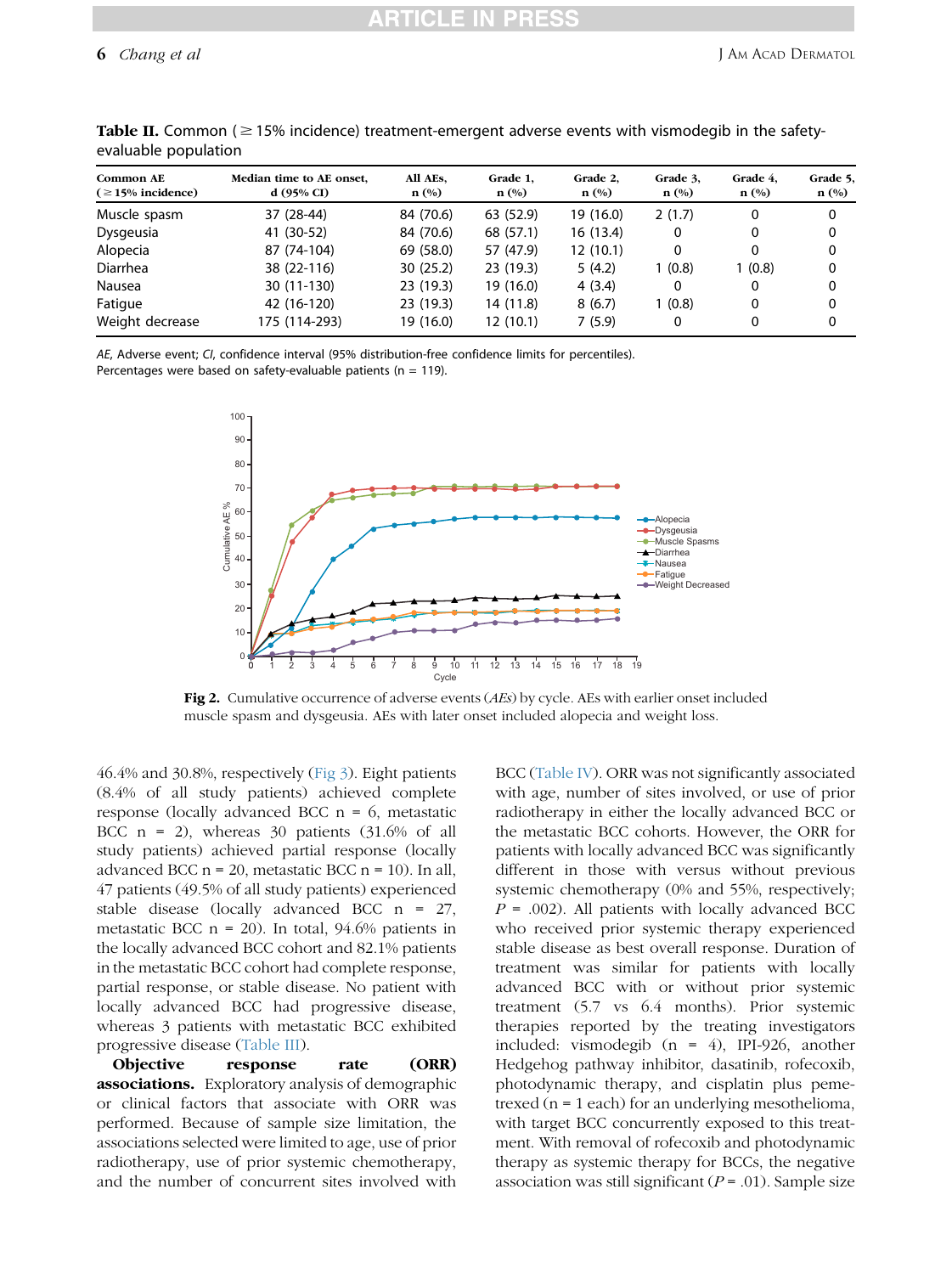**Table II.** Common (≥15% incidence) treatment-emergent adverse events with vismodegib in the safety-evaluable population

| Common AE (≥15% incidence) | Median time to AE onset, d (95% CI) | All AEs, n (%) | Grade 1, n (%) | Grade 2, n (%) | Grade 3, n (%) | Grade 4, n (%) | Grade 5, n (%) |
|---|---|---|---|---|---|---|---|
| Muscle spasm | 37 (28-44) | 84 (70.6) | 63 (52.9) | 19 (16.0) | 2 (1.7) | 0 | 0 |
| Dysgeusia | 41 (30-52) | 84 (70.6) | 68 (57.1) | 16 (13.4) | 0 | 0 | 0 |
| Alopecia | 87 (74-104) | 69 (58.0) | 57 (47.9) | 12 (10.1) | 0 | 0 | 0 |
| Diarrhea | 38 (22-116) | 30 (25.2) | 23 (19.3) | 5 (4.2) | 1 (0.8) | 1 (0.8) | 0 |
| Nausea | 30 (11-130) | 23 (19.3) | 19 (16.0) | 4 (3.4) | 0 | 0 | 0 |
| Fatigue | 42 (16-120) | 23 (19.3) | 14 (11.8) | 8 (6.7) | 1 (0.8) | 0 | 0 |
| Weight decrease | 175 (114-293) | 19 (16.0) | 12 (10.1) | 7 (5.9) | 0 | 0 | 0 |

*AE*, Adverse event; *CI*, confidence interval (95% distribution-free confidence limits for percentiles).
Percentages were based on safety-evaluable patients (n = 119).

**Fig 2.** Cumulative occurrence of adverse events (*AEs*) by cycle. AEs with earlier onset included muscle spasm and dysgeusia. AEs with later onset included alopecia and weight loss.

46.4% and 30.8%, respectively (Fig 3). Eight patients (8.4% of all study patients) achieved complete response (locally advanced BCC n = 6, metastatic BCC n = 2), whereas 30 patients (31.6% of all study patients) achieved partial response (locally advanced BCC n = 20, metastatic BCC n = 10). In all, 47 patients (49.5% of all study patients) experienced stable disease (locally advanced BCC n = 27, metastatic BCC n = 20). In total, 94.6% patients in the locally advanced BCC cohort and 82.1% patients in the metastatic BCC cohort had complete response, partial response, or stable disease. No patient with locally advanced BCC had progressive disease, whereas 3 patients with metastatic BCC exhibited progressive disease (Table III).

**Objective response rate (ORR) associations.** Exploratory analysis of demographic or clinical factors that associate with ORR was performed. Because of sample size limitation, the associations selected were limited to age, use of prior radiotherapy, use of prior systemic chemotherapy, and the number of concurrent sites involved with BCC (Table IV). ORR was not significantly associated with age, number of sites involved, or use of prior radiotherapy in either the locally advanced BCC or the metastatic BCC cohorts. However, the ORR for patients with locally advanced BCC was significantly different in those with versus without previous systemic chemotherapy (0% and 55%, respectively; $P = .002$). All patients with locally advanced BCC who received prior systemic therapy experienced stable disease as best overall response. Duration of treatment was similar for patients with locally advanced BCC with or without prior systemic treatment (5.7 vs 6.4 months). Prior systemic therapies reported by the treating investigators included: vismodegib (n = 4), IPI-926, another Hedgehog pathway inhibitor, dasatinib, rofecoxib, photodynamic therapy, and cisplatin plus pemetrexed (n = 1 each) for an underlying mesothelioma, with target BCC concurrently exposed to this treatment. With removal of rofecoxib and photodynamic therapy as systemic therapy for BCCs, the negative association was still significant ($P = .01$). Sample size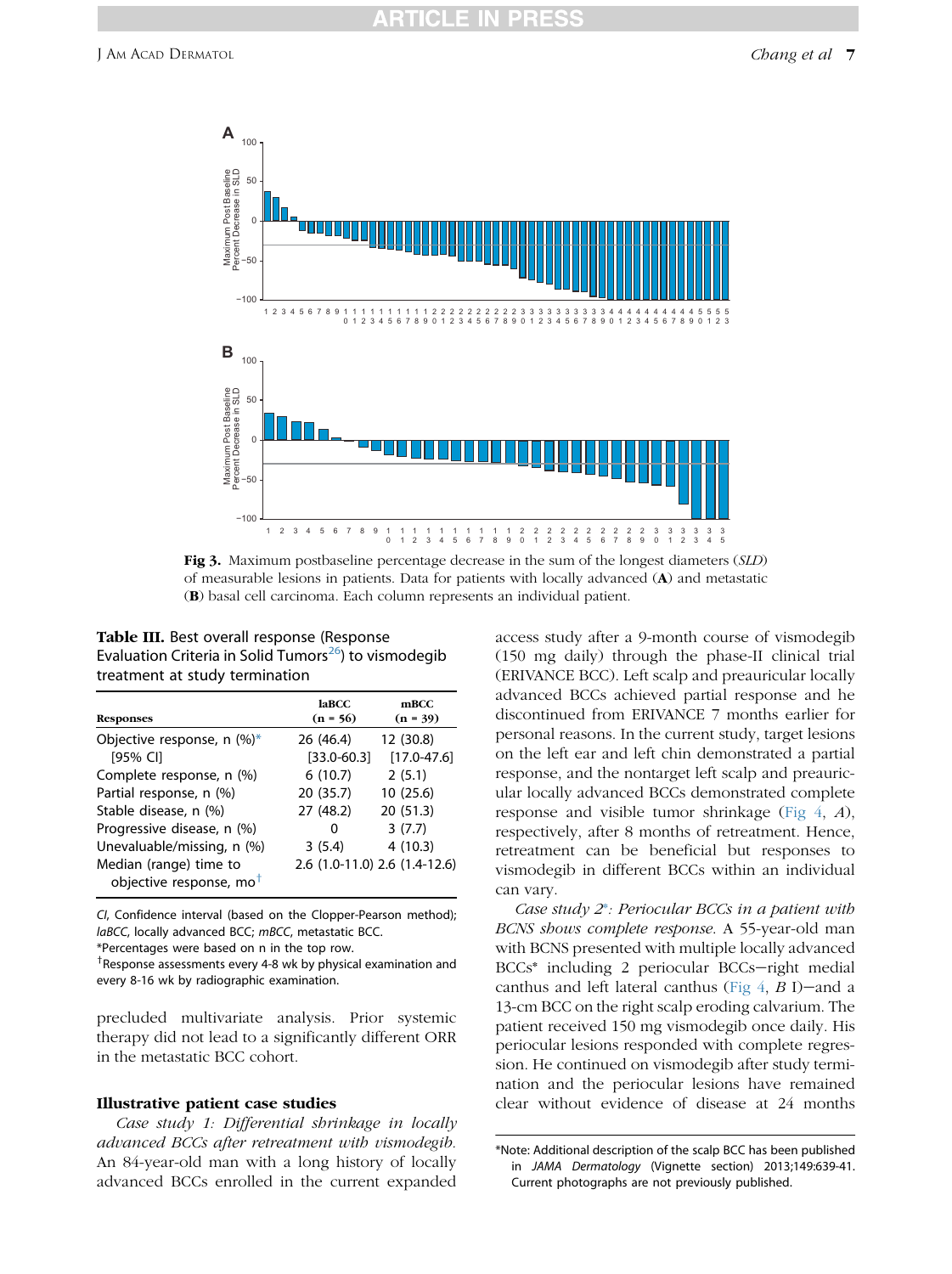**Fig 3.** Maximum postbaseline percentage decrease in the sum of the longest diameters (*SLD*) of measurable lesions in patients. Data for patients with locally advanced (**A**) and metastatic (**B**) basal cell carcinoma. Each column represents an individual patient.

**Table III.** Best overall response (Response Evaluation Criteria in Solid Tumors[26]) to vismodegib treatment at study termination

| Responses | laBCC (n = 56) | mBCC (n = 39) |
|---|---|---|
| Objective response, n (%)* | 26 (46.4) | 12 (30.8) |
| [95% CI] | [33.0-60.3] | [17.0-47.6] |
| Complete response, n (%) | 6 (10.7) | 2 (5.1) |
| Partial response, n (%) | 20 (35.7) | 10 (25.6) |
| Stable disease, n (%) | 27 (48.2) | 20 (51.3) |
| Progressive disease, n (%) | 0 | 3 (7.7) |
| Unevaluable/missing, n (%) | 3 (5.4) | 4 (10.3) |
| Median (range) time to objective response, mo† | 2.6 (1.0-11.0) | 2.6 (1.4-12.6) |

*CI*, Confidence interval (based on the Clopper-Pearson method); *laBCC*, locally advanced BCC; *mBCC*, metastatic BCC.

*Percentages were based on n in the top row.

†Response assessments every 4-8 wk by physical examination and every 8-16 wk by radiographic examination.

precluded multivariate analysis. Prior systemic therapy did not lead to a significantly different ORR in the metastatic BCC cohort.

### Illustrative patient case studies

*Case study 1: Differential shrinkage in locally advanced BCCs after retreatment with vismodegib.* An 84-year-old man with a long history of locally advanced BCCs enrolled in the current expanded access study after a 9-month course of vismodegib (150 mg daily) through the phase-II clinical trial (ERIVANCE BCC). Left scalp and preauricular locally advanced BCCs achieved partial response and he discontinued from ERIVANCE 7 months earlier for personal reasons. In the current study, target lesions on the left ear and left chin demonstrated a partial response, and the nontarget left scalp and preauricular locally advanced BCCs demonstrated complete response and visible tumor shrinkage (Fig 4, *A*), respectively, after 8 months of retreatment. Hence, retreatment can be beneficial but responses to vismodegib in different BCCs within an individual can vary.

*Case study 2*: Periocular BCCs in a patient with BCNS shows complete response.* A 55-year-old man with BCNS presented with multiple locally advanced BCCs* including 2 periocular BCCs—right medial canthus and left lateral canthus (Fig 4, *B* I)—and a 13-cm BCC on the right scalp eroding calvarium. The patient received 150 mg vismodegib once daily. His periocular lesions responded with complete regression. He continued on vismodegib after study termination and the periocular lesions have remained clear without evidence of disease at 24 months

*Note: Additional description of the scalp BCC has been published in *JAMA Dermatology* (Vignette section) 2013;149:639-41. Current photographs are not previously published.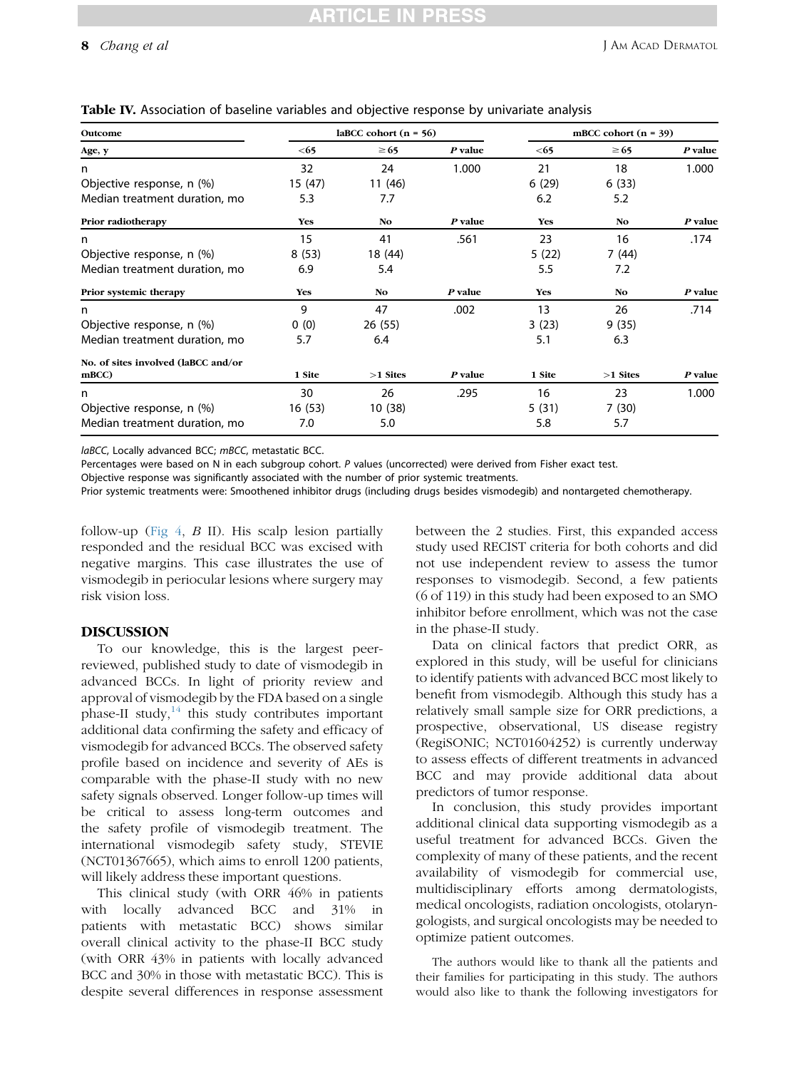**Table IV.** Association of baseline variables and objective response by univariate analysis

| Outcome | laBCC cohort (n = 56) | | | mBCC cohort (n = 39) | | |
|---|---|---|---|---|---|---|
| **Age, y** | **<65** | **≥65** | ***P* value** | **<65** | **≥65** | ***P* value** |
| n | 32 | 24 | 1.000 | 21 | 18 | 1.000 |
| Objective response, n (%) | 15 (47) | 11 (46) | | 6 (29) | 6 (33) | |
| Median treatment duration, mo | 5.3 | 7.7 | | 6.2 | 5.2 | |
| **Prior radiotherapy** | **Yes** | **No** | ***P* value** | **Yes** | **No** | ***P* value** |
| n | 15 | 41 | .561 | 23 | 16 | .174 |
| Objective response, n (%) | 8 (53) | 18 (44) | | 5 (22) | 7 (44) | |
| Median treatment duration, mo | 6.9 | 5.4 | | 5.5 | 7.2 | |
| **Prior systemic therapy** | **Yes** | **No** | ***P* value** | **Yes** | **No** | ***P* value** |
| n | 9 | 47 | .002 | 13 | 26 | .714 |
| Objective response, n (%) | 0 (0) | 26 (55) | | 3 (23) | 9 (35) | |
| Median treatment duration, mo | 5.7 | 6.4 | | 5.1 | 6.3 | |
| **No. of sites involved (laBCC and/or mBCC)** | **1 Site** | **>1 Sites** | ***P* value** | **1 Site** | **>1 Sites** | ***P* value** |
| n | 30 | 26 | .295 | 16 | 23 | 1.000 |
| Objective response, n (%) | 16 (53) | 10 (38) | | 5 (31) | 7 (30) | |
| Median treatment duration, mo | 7.0 | 5.0 | | 5.8 | 5.7 | |

*laBCC*, Locally advanced BCC; *mBCC*, metastatic BCC.
Percentages were based on N in each subgroup cohort. *P* values (uncorrected) were derived from Fisher exact test.
Objective response was significantly associated with the number of prior systemic treatments.
Prior systemic treatments were: Smoothened inhibitor drugs (including drugs besides vismodegib) and nontargeted chemotherapy.

follow-up (Fig 4, *B* II). His scalp lesion partially responded and the residual BCC was excised with negative margins. This case illustrates the use of vismodegib in periocular lesions where surgery may risk vision loss.

## DISCUSSION

To our knowledge, this is the largest peer-reviewed, published study to date of vismodegib in advanced BCCs. In light of priority review and approval of vismodegib by the FDA based on a single phase-II study,[14] this study contributes important additional data confirming the safety and efficacy of vismodegib for advanced BCCs. The observed safety profile based on incidence and severity of AEs is comparable with the phase-II study with no new safety signals observed. Longer follow-up times will be critical to assess long-term outcomes and the safety profile of vismodegib treatment. The international vismodegib safety study, STEVIE (NCT01367665), which aims to enroll 1200 patients, will likely address these important questions.

This clinical study (with ORR 46% in patients with locally advanced BCC and 31% in patients with metastatic BCC) shows similar overall clinical activity to the phase-II BCC study (with ORR 43% in patients with locally advanced BCC and 30% in those with metastatic BCC). This is despite several differences in response assessment between the 2 studies. First, this expanded access study used RECIST criteria for both cohorts and did not use independent review to assess the tumor responses to vismodegib. Second, a few patients (6 of 119) in this study had been exposed to an SMO inhibitor before enrollment, which was not the case in the phase-II study.

Data on clinical factors that predict ORR, as explored in this study, will be useful for clinicians to identify patients with advanced BCC most likely to benefit from vismodegib. Although this study has a relatively small sample size for ORR predictions, a prospective, observational, US disease registry (RegiSONIC; NCT01604252) is currently underway to assess effects of different treatments in advanced BCC and may provide additional data about predictors of tumor response.

In conclusion, this study provides important additional clinical data supporting vismodegib as a useful treatment for advanced BCCs. Given the complexity of many of these patients, and the recent availability of vismodegib for commercial use, multidisciplinary efforts among dermatologists, medical oncologists, radiation oncologists, otolaryngologists, and surgical oncologists may be needed to optimize patient outcomes.

The authors would like to thank all the patients and their families for participating in this study. The authors would also like to thank the following investigators for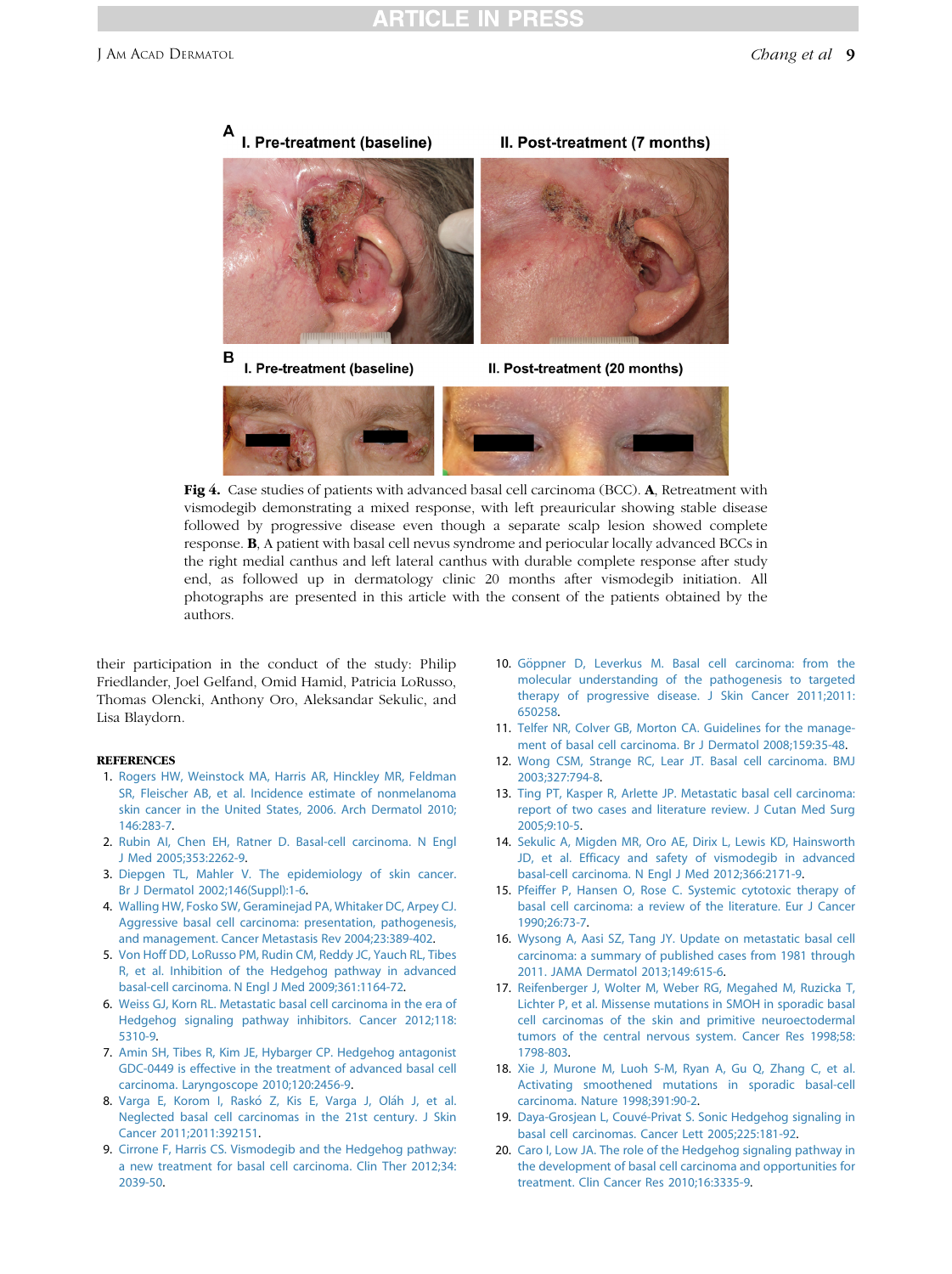Fig 4. Case studies of patients with advanced basal cell carcinoma (BCC). **A**, Retreatment with vismodegib demonstrating a mixed response, with left preauricular showing stable disease followed by progressive disease even though a separate scalp lesion showed complete response. **B**, A patient with basal cell nevus syndrome and periocular locally advanced BCCs in the right medial canthus and left lateral canthus with durable complete response after study end, as followed up in dermatology clinic 20 months after vismodegib initiation. All photographs are presented in this article with the consent of the patients obtained by the authors.

their participation in the conduct of the study: Philip Friedlander, Joel Gelfand, Omid Hamid, Patricia LoRusso, Thomas Olencki, Anthony Oro, Aleksandar Sekulic, and Lisa Blaydorn.

## REFERENCES

1. Rogers HW, Weinstock MA, Harris AR, Hinckley MR, Feldman SR, Fleischer AB, et al. Incidence estimate of nonmelanoma skin cancer in the United States, 2006. Arch Dermatol 2010; 146:283-7.
2. Rubin AI, Chen EH, Ratner D. Basal-cell carcinoma. N Engl J Med 2005;353:2262-9.
3. Diepgen TL, Mahler V. The epidemiology of skin cancer. Br J Dermatol 2002;146(Suppl):1-6.
4. Walling HW, Fosko SW, Geraminejad PA, Whitaker DC, Arpey CJ. Aggressive basal cell carcinoma: presentation, pathogenesis, and management. Cancer Metastasis Rev 2004;23:389-402.
5. Von Hoff DD, LoRusso PM, Rudin CM, Reddy JC, Yauch RL, Tibes R, et al. Inhibition of the Hedgehog pathway in advanced basal-cell carcinoma. N Engl J Med 2009;361:1164-72.
6. Weiss GJ, Korn RL. Metastatic basal cell carcinoma in the era of Hedgehog signaling pathway inhibitors. Cancer 2012;118: 5310-9.
7. Amin SH, Tibes R, Kim JE, Hybarger CP. Hedgehog antagonist GDC-0449 is effective in the treatment of advanced basal cell carcinoma. Laryngoscope 2010;120:2456-9.
8. Varga E, Korom I, Raskó Z, Kis E, Varga J, Oláh J, et al. Neglected basal cell carcinomas in the 21st century. J Skin Cancer 2011;2011:392151.
9. Cirrone F, Harris CS. Vismodegib and the Hedgehog pathway: a new treatment for basal cell carcinoma. Clin Ther 2012;34: 2039-50.
10. Göppner D, Leverkus M. Basal cell carcinoma: from the molecular understanding of the pathogenesis to targeted therapy of progressive disease. J Skin Cancer 2011;2011: 650258.
11. Telfer NR, Colver GB, Morton CA. Guidelines for the management of basal cell carcinoma. Br J Dermatol 2008;159:35-48.
12. Wong CSM, Strange RC, Lear JT. Basal cell carcinoma. BMJ 2003;327:794-8.
13. Ting PT, Kasper R, Arlette JP. Metastatic basal cell carcinoma: report of two cases and literature review. J Cutan Med Surg 2005;9:10-5.
14. Sekulic A, Migden MR, Oro AE, Dirix L, Lewis KD, Hainsworth JD, et al. Efficacy and safety of vismodegib in advanced basal-cell carcinoma. N Engl J Med 2012;366:2171-9.
15. Pfeiffer P, Hansen O, Rose C. Systemic cytotoxic therapy of basal cell carcinoma: a review of the literature. Eur J Cancer 1990;26:73-7.
16. Wysong A, Aasi SZ, Tang JY. Update on metastatic basal cell carcinoma: a summary of published cases from 1981 through 2011. JAMA Dermatol 2013;149:615-6.
17. Reifenberger J, Wolter M, Weber RG, Megahed M, Ruzicka T, Lichter P, et al. Missense mutations in SMOH in sporadic basal cell carcinomas of the skin and primitive neuroectodermal tumors of the central nervous system. Cancer Res 1998;58: 1798-803.
18. Xie J, Murone M, Luoh S-M, Ryan A, Gu Q, Zhang C, et al. Activating smoothened mutations in sporadic basal-cell carcinoma. Nature 1998;391:90-2.
19. Daya-Grosjean L, Couvé-Privat S. Sonic Hedgehog signaling in basal cell carcinomas. Cancer Lett 2005;225:181-92.
20. Caro I, Low JA. The role of the Hedgehog signaling pathway in the development of basal cell carcinoma and opportunities for treatment. Clin Cancer Res 2010;16:3335-9.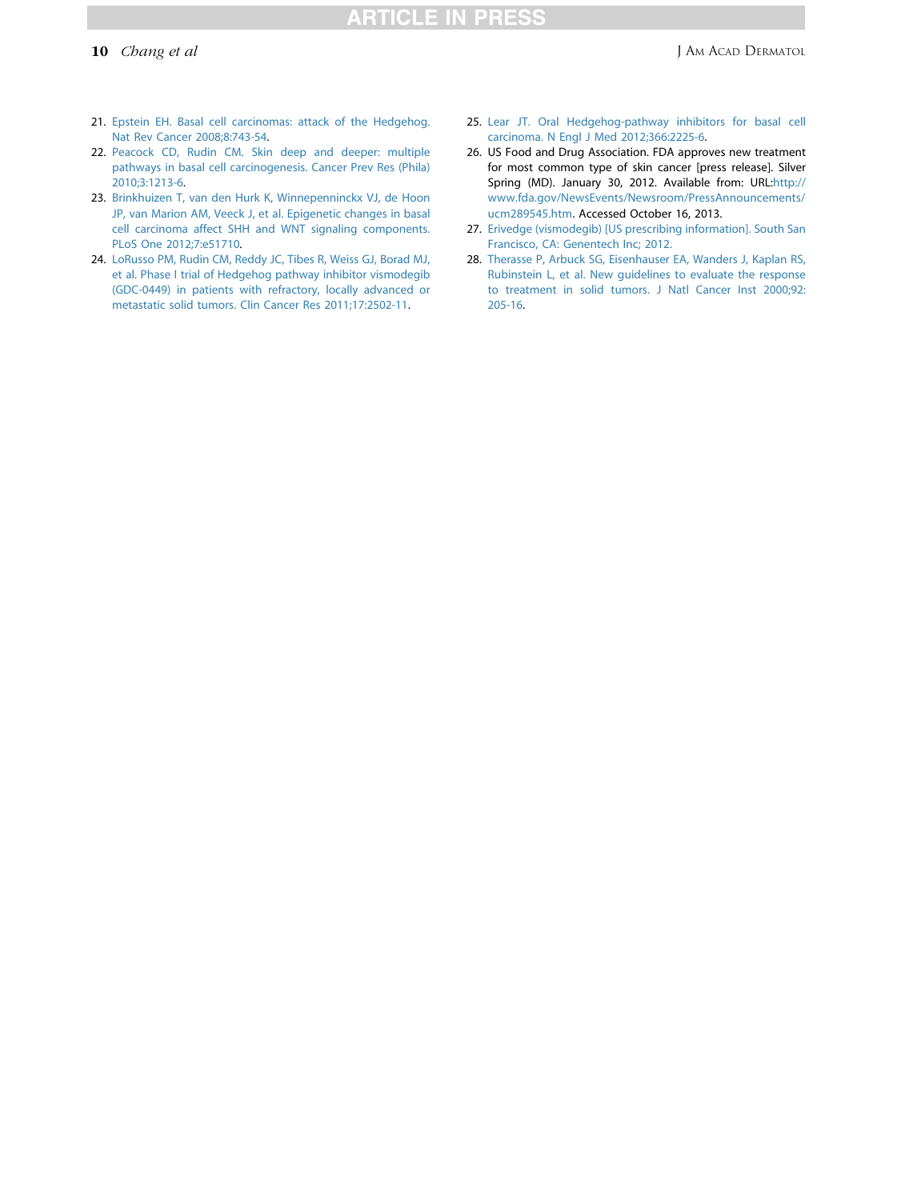21. Epstein EH. Basal cell carcinomas: attack of the Hedgehog. Nat Rev Cancer 2008;8:743-54.
22. Peacock CD, Rudin CM. Skin deep and deeper: multiple pathways in basal cell carcinogenesis. Cancer Prev Res (Phila) 2010;3:1213-6.
23. Brinkhuizen T, van den Hurk K, Winnepenninckx VJ, de Hoon JP, van Marion AM, Veeck J, et al. Epigenetic changes in basal cell carcinoma affect SHH and WNT signaling components. PLoS One 2012;7:e51710.
24. LoRusso PM, Rudin CM, Reddy JC, Tibes R, Weiss GJ, Borad MJ, et al. Phase I trial of Hedgehog pathway inhibitor vismodegib (GDC-0449) in patients with refractory, locally advanced or metastatic solid tumors. Clin Cancer Res 2011;17:2502-11.
25. Lear JT. Oral Hedgehog-pathway inhibitors for basal cell carcinoma. N Engl J Med 2012;366:2225-6.
26. US Food and Drug Association. FDA approves new treatment for most common type of skin cancer [press release]. Silver Spring (MD). January 30, 2012. Available from: URL:http://www.fda.gov/NewsEvents/Newsroom/PressAnnouncements/ucm289545.htm. Accessed October 16, 2013.
27. Erivedge (vismodegib) [US prescribing information]. South San Francisco, CA: Genentech Inc; 2012.
28. Therasse P, Arbuck SG, Eisenhauser EA, Wanders J, Kaplan RS, Rubinstein L, et al. New guidelines to evaluate the response to treatment in solid tumors. J Natl Cancer Inst 2000;92:205-16.